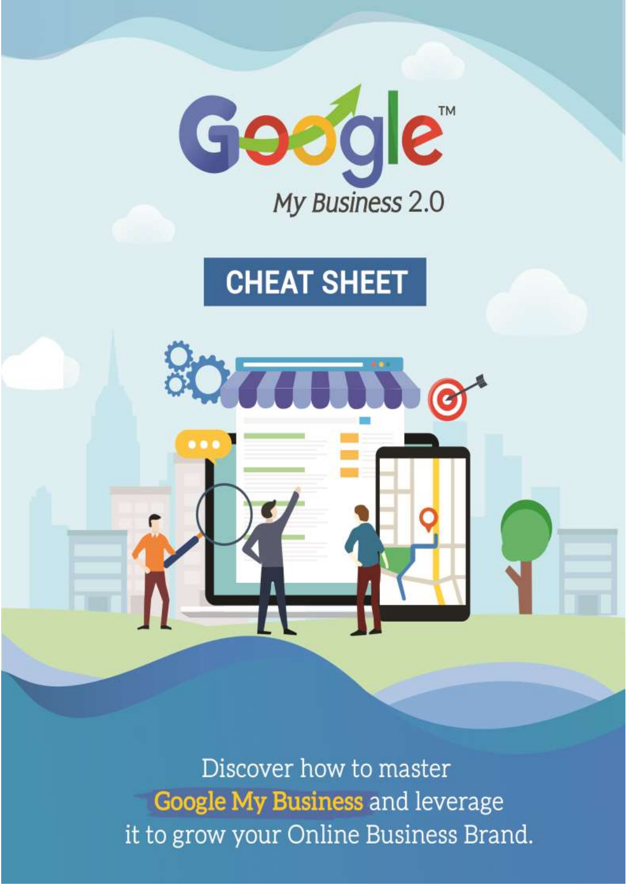# Google™ My Business 2.0

## CHEAT SHEET

Discover how to master **Google My Business** and leverage it to grow your Online Business Brand.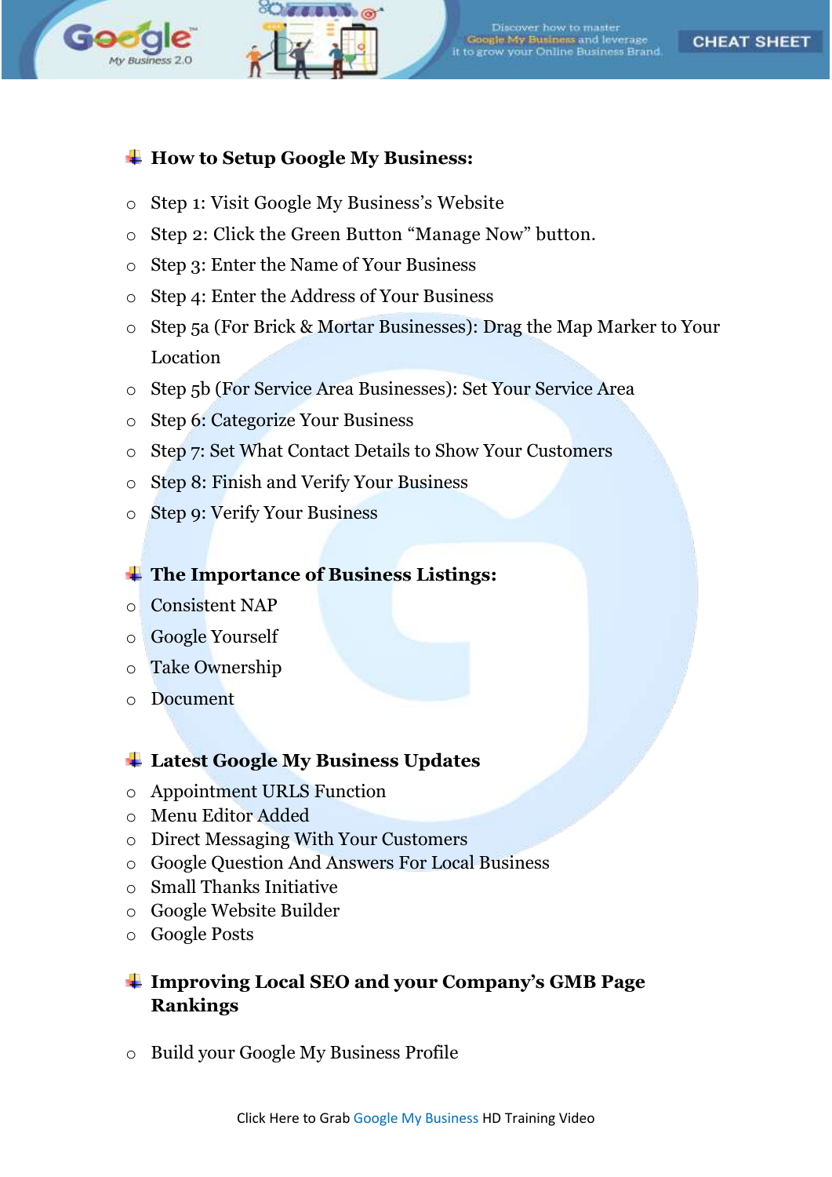## How to Setup Google My Business:

- Step 1: Visit Google My Business's Website
- Step 2: Click the Green Button "Manage Now" button.
- Step 3: Enter the Name of Your Business
- Step 4: Enter the Address of Your Business
- Step 5a (For Brick & Mortar Businesses): Drag the Map Marker to Your Location
- Step 5b (For Service Area Businesses): Set Your Service Area
- Step 6: Categorize Your Business
- Step 7: Set What Contact Details to Show Your Customers
- Step 8: Finish and Verify Your Business
- Step 9: Verify Your Business

## The Importance of Business Listings:

- Consistent NAP
- Google Yourself
- Take Ownership
- Document

## Latest Google My Business Updates

- Appointment URLS Function
- Menu Editor Added
- Direct Messaging With Your Customers
- Google Question And Answers For Local Business
- Small Thanks Initiative
- Google Website Builder
- Google Posts

## Improving Local SEO and your Company's GMB Page Rankings

- Build your Google My Business Profile

Click Here to Grab Google My Business HD Training Video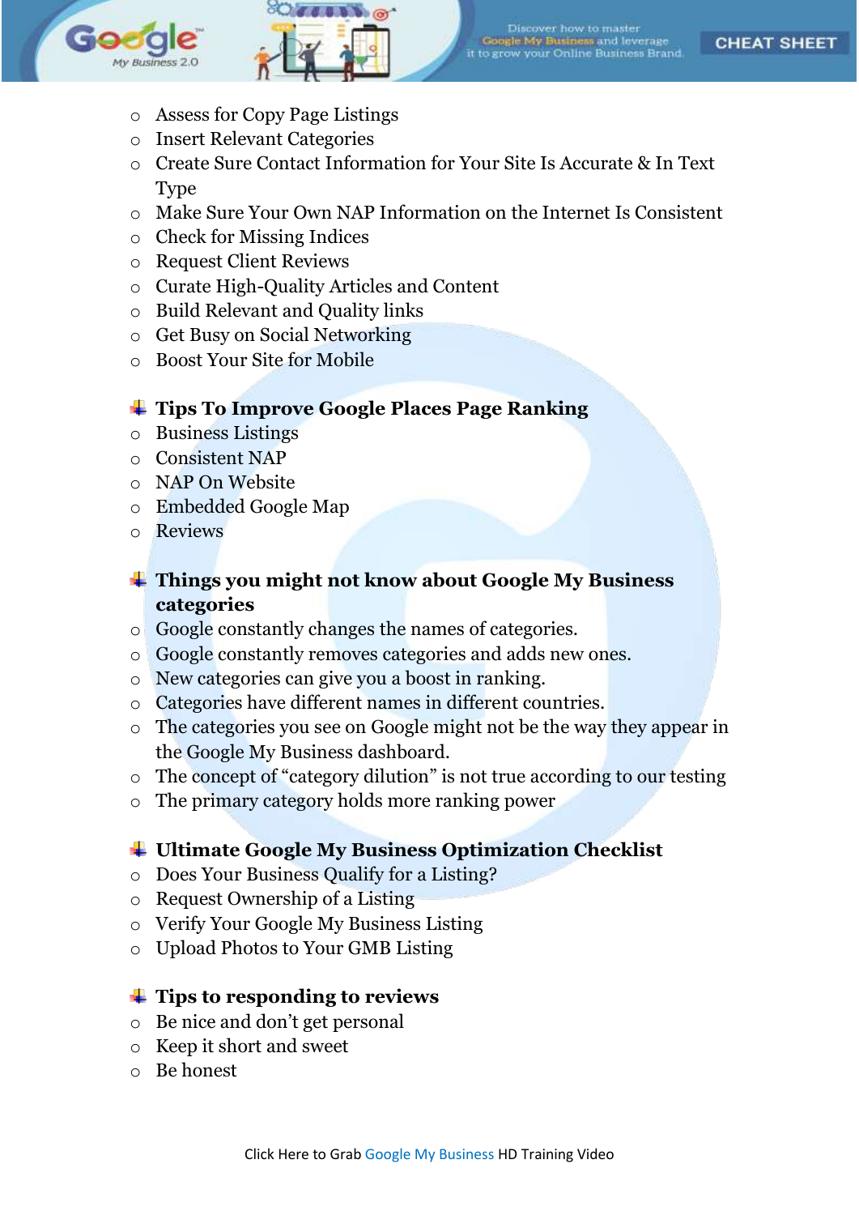- Assess for Copy Page Listings
- Insert Relevant Categories
- Create Sure Contact Information for Your Site Is Accurate & In Text Type
- Make Sure Your Own NAP Information on the Internet Is Consistent
- Check for Missing Indices
- Request Client Reviews
- Curate High-Quality Articles and Content
- Build Relevant and Quality links
- Get Busy on Social Networking
- Boost Your Site for Mobile

### Tips To Improve Google Places Page Ranking

- Business Listings
- Consistent NAP
- NAP On Website
- Embedded Google Map
- Reviews

### Things you might not know about Google My Business categories

- Google constantly changes the names of categories.
- Google constantly removes categories and adds new ones.
- New categories can give you a boost in ranking.
- Categories have different names in different countries.
- The categories you see on Google might not be the way they appear in the Google My Business dashboard.
- The concept of "category dilution" is not true according to our testing
- The primary category holds more ranking power

### Ultimate Google My Business Optimization Checklist

- Does Your Business Qualify for a Listing?
- Request Ownership of a Listing
- Verify Your Google My Business Listing
- Upload Photos to Your GMB Listing

### Tips to responding to reviews

- Be nice and don't get personal
- Keep it short and sweet
- Be honest

Click Here to Grab Google My Business HD Training Video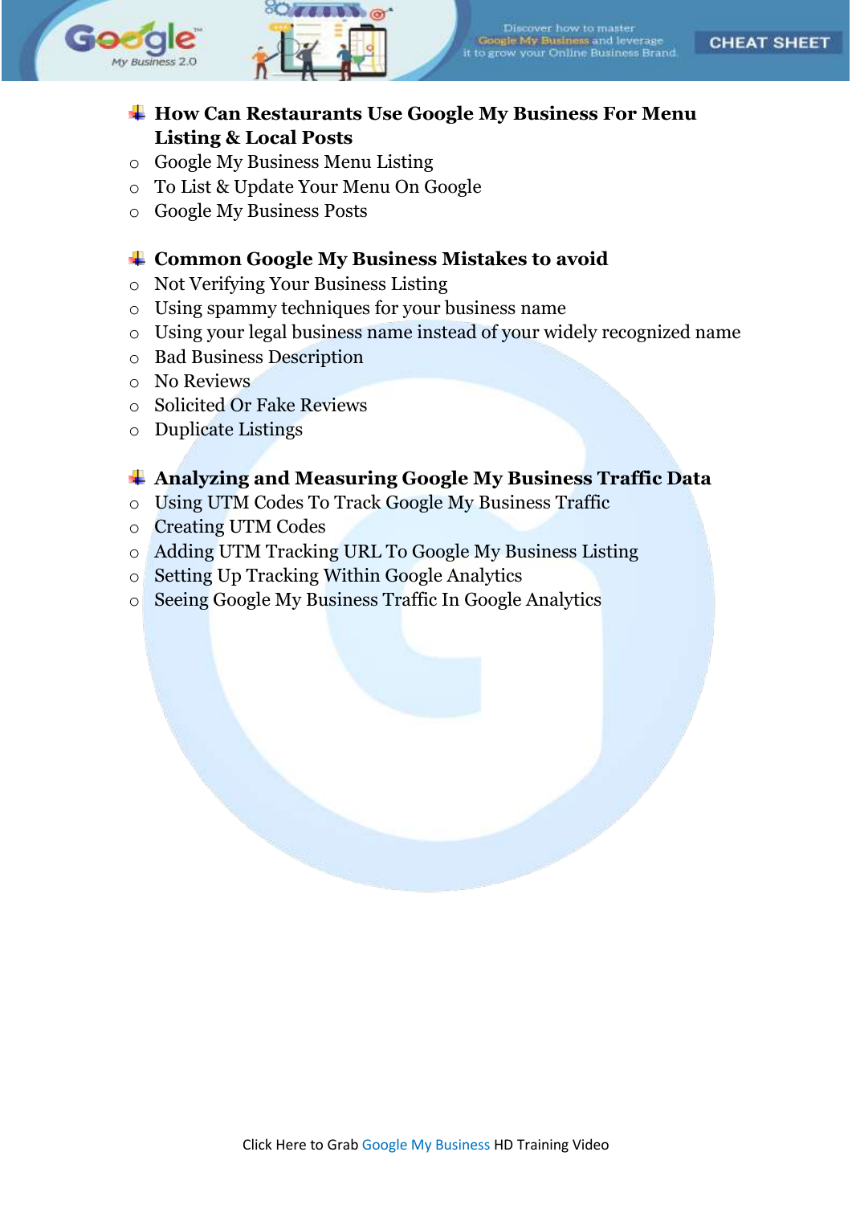- **How Can Restaurants Use Google My Business For Menu Listing & Local Posts**
  - Google My Business Menu Listing
  - To List & Update Your Menu On Google
  - Google My Business Posts

- **Common Google My Business Mistakes to avoid**
  - Not Verifying Your Business Listing
  - Using spammy techniques for your business name
  - Using your legal business name instead of your widely recognized name
  - Bad Business Description
  - No Reviews
  - Solicited Or Fake Reviews
  - Duplicate Listings

- **Analyzing and Measuring Google My Business Traffic Data**
  - Using UTM Codes To Track Google My Business Traffic
  - Creating UTM Codes
  - Adding UTM Tracking URL To Google My Business Listing
  - Setting Up Tracking Within Google Analytics
  - Seeing Google My Business Traffic In Google Analytics

Click Here to Grab Google My Business HD Training Video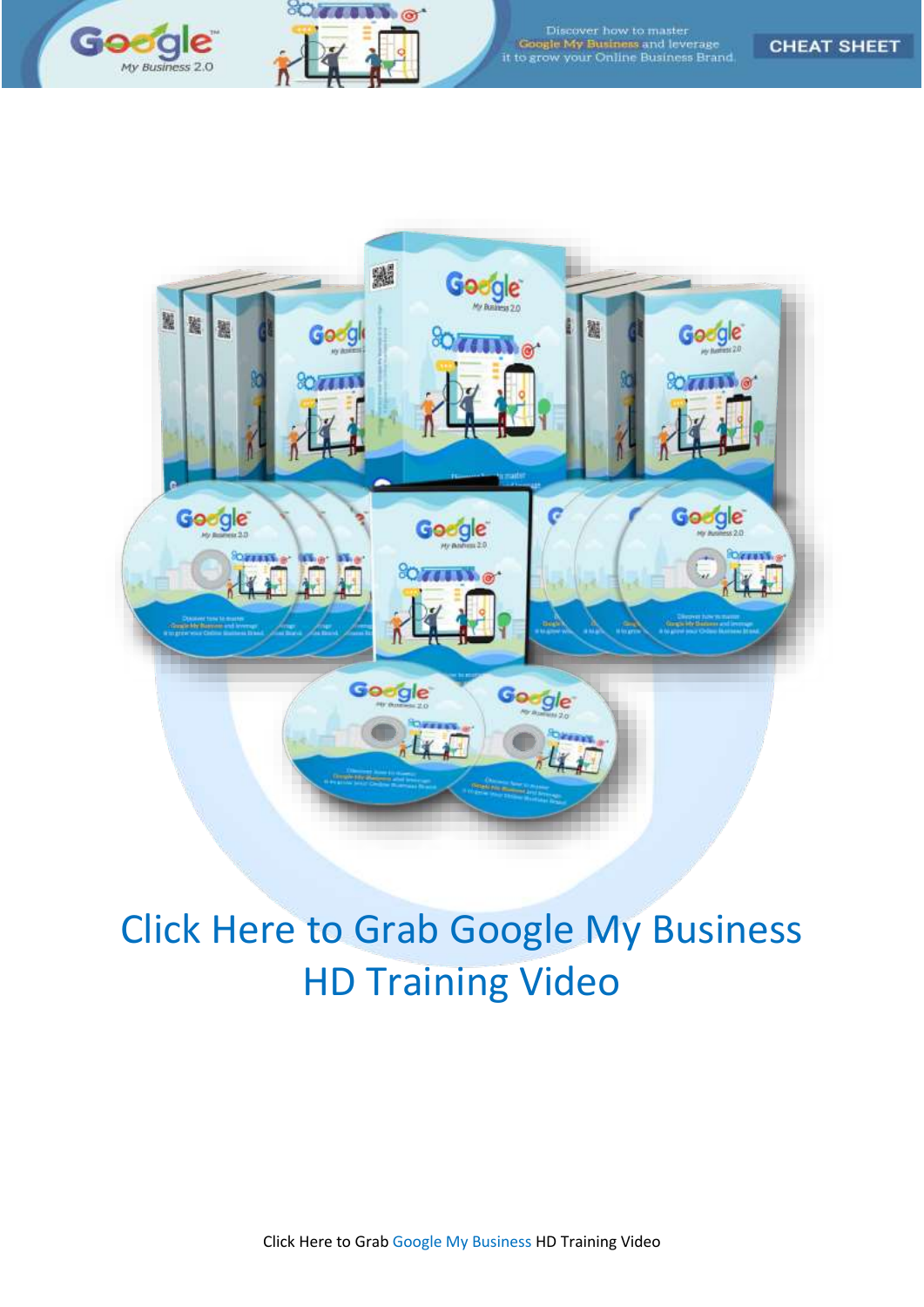Click Here to Grab Google My Business HD Training Video